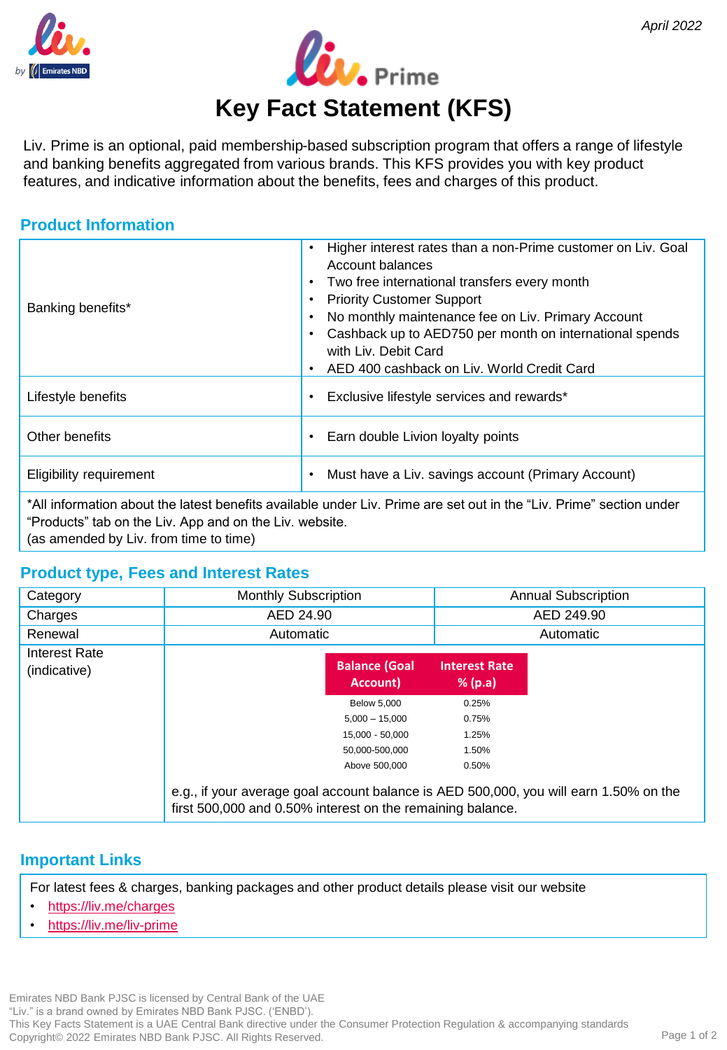April 2022

# Key Fact Statement (KFS)

Liv. Prime is an optional, paid membership-based subscription program that offers a range of lifestyle and banking benefits aggregated from various brands. This KFS provides you with key product features, and indicative information about the benefits, fees and charges of this product.

## Product Information

| | |
|---|---|
| Banking benefits* | • Higher interest rates than a non-Prime customer on Liv. Goal Account balances<br>• Two free international transfers every month<br>• Priority Customer Support<br>• No monthly maintenance fee on Liv. Primary Account<br>• Cashback up to AED750 per month on international spends with Liv. Debit Card<br>• AED 400 cashback on Liv. World Credit Card |
| Lifestyle benefits | • Exclusive lifestyle services and rewards* |
| Other benefits | • Earn double Livion loyalty points |
| Eligibility requirement | • Must have a Liv. savings account (Primary Account) |

*All information about the latest benefits available under Liv. Prime are set out in the "Liv. Prime" section under "Products" tab on the Liv. App and on the Liv. website.
(as amended by Liv. from time to time)

## Product type, Fees and Interest Rates

| Category | Monthly Subscription | Annual Subscription |
|---|---|---|
| Charges | AED 24.90 | AED 249.90 |
| Renewal | Automatic | Automatic |

Interest Rate (indicative)

| Balance (Goal Account) | Interest Rate % (p.a) |
|---|---|
| Below 5,000 | 0.25% |
| 5,000 – 15,000 | 0.75% |
| 15,000 - 50,000 | 1.25% |
| 50,000-500,000 | 1.50% |
| Above 500,000 | 0.50% |

e.g., if your average goal account balance is AED 500,000, you will earn 1.50% on the first 500,000 and 0.50% interest on the remaining balance.

## Important Links

For latest fees & charges, banking packages and other product details please visit our website

- https://liv.me/charges
- https://liv.me/liv-prime

Emirates NBD Bank PJSC is licensed by Central Bank of the UAE
"Liv." is a brand owned by Emirates NBD Bank PJSC. ('ENBD').
This Key Facts Statement is a UAE Central Bank directive under the Consumer Protection Regulation & accompanying standards
Copyright© 2022 Emirates NBD Bank PJSC. All Rights Reserved.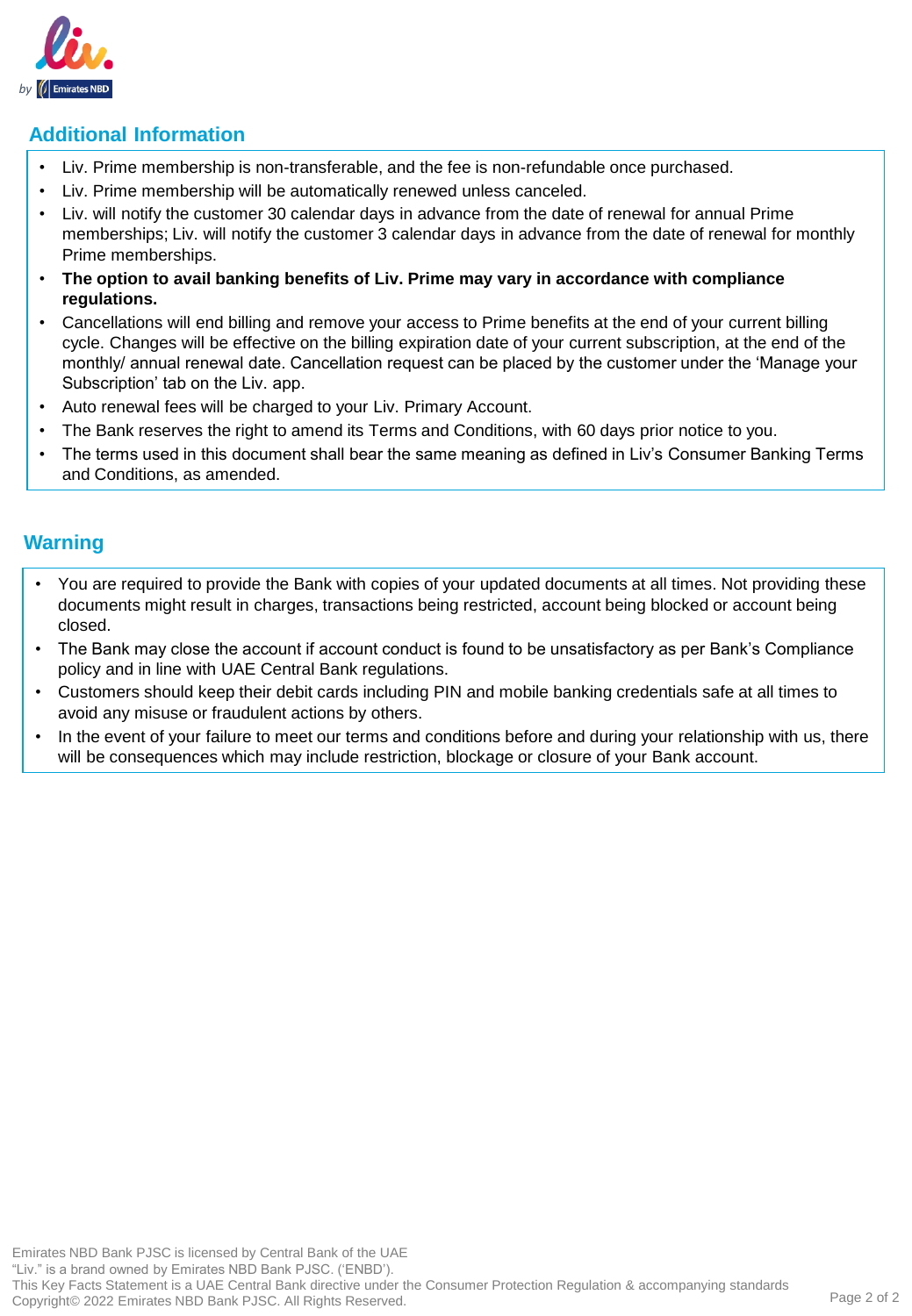## Additional Information

- Liv. Prime membership is non-transferable, and the fee is non-refundable once purchased.
- Liv. Prime membership will be automatically renewed unless canceled.
- Liv. will notify the customer 30 calendar days in advance from the date of renewal for annual Prime memberships; Liv. will notify the customer 3 calendar days in advance from the date of renewal for monthly Prime memberships.
- **The option to avail banking benefits of Liv. Prime may vary in accordance with compliance regulations.**
- Cancellations will end billing and remove your access to Prime benefits at the end of your current billing cycle. Changes will be effective on the billing expiration date of your current subscription, at the end of the monthly/ annual renewal date. Cancellation request can be placed by the customer under the 'Manage your Subscription' tab on the Liv. app.
- Auto renewal fees will be charged to your Liv. Primary Account.
- The Bank reserves the right to amend its Terms and Conditions, with 60 days prior notice to you.
- The terms used in this document shall bear the same meaning as defined in Liv's Consumer Banking Terms and Conditions, as amended.

## Warning

- You are required to provide the Bank with copies of your updated documents at all times. Not providing these documents might result in charges, transactions being restricted, account being blocked or account being closed.
- The Bank may close the account if account conduct is found to be unsatisfactory as per Bank's Compliance policy and in line with UAE Central Bank regulations.
- Customers should keep their debit cards including PIN and mobile banking credentials safe at all times to avoid any misuse or fraudulent actions by others.
- In the event of your failure to meet our terms and conditions before and during your relationship with us, there will be consequences which may include restriction, blockage or closure of your Bank account.

Emirates NBD Bank PJSC is licensed by Central Bank of the UAE
"Liv." is a brand owned by Emirates NBD Bank PJSC. ('ENBD').
This Key Facts Statement is a UAE Central Bank directive under the Consumer Protection Regulation & accompanying standards
Copyright© 2022 Emirates NBD Bank PJSC. All Rights Reserved.